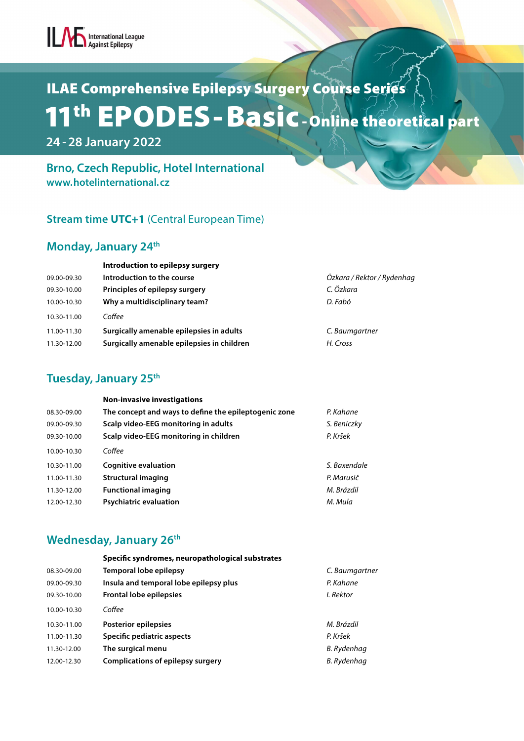ILAE International League Against Epilepsy

# ILAE Comprehensive Epilepsy Surgery Course Series

# 11th EPODES - Basic - Online theoretical part

**24 - 28 January 2022**

## Brno, Czech Republic, Hotel International
**www.hotelinternational.cz**

### Stream time UTC+1 (Central European Time)

## Monday, January 24th

| | **Introduction to epilepsy surgery** | |
|---|---|---|
| 09.00-09.30 | **Introduction to the course** | *Özkara / Rektor / Rydenhag* |
| 09.30-10.00 | **Principles of epilepsy surgery** | *C. Özkara* |
| 10.00-10.30 | **Why a multidisciplinary team?** | *D. Fabó* |
| 10.30-11.00 | *Coffee* | |
| 11.00-11.30 | **Surgically amenable epilepsies in adults** | *C. Baumgartner* |
| 11.30-12.00 | **Surgically amenable epilepsies in children** | *H. Cross* |

## Tuesday, January 25th

| | **Non-invasive investigations** | |
|---|---|---|
| 08.30-09.00 | **The concept and ways to define the epileptogenic zone** | *P. Kahane* |
| 09.00-09.30 | **Scalp video-EEG monitoring in adults** | *S. Beniczky* |
| 09.30-10.00 | **Scalp video-EEG monitoring in children** | *P. Kršek* |
| 10.00-10.30 | *Coffee* | |
| 10.30-11.00 | **Cognitive evaluation** | *S. Baxendale* |
| 11.00-11.30 | **Structural imaging** | *P. Marusič* |
| 11.30-12.00 | **Functional imaging** | *M. Brázdil* |
| 12.00-12.30 | **Psychiatric evaluation** | *M. Mula* |

## Wednesday, January 26th

| | **Specific syndromes, neuropathological substrates** | |
|---|---|---|
| 08.30-09.00 | **Temporal lobe epilepsy** | *C. Baumgartner* |
| 09.00-09.30 | **Insula and temporal lobe epilepsy plus** | *P. Kahane* |
| 09.30-10.00 | **Frontal lobe epilepsies** | *I. Rektor* |
| 10.00-10.30 | *Coffee* | |
| 10.30-11.00 | **Posterior epilepsies** | *M. Brázdil* |
| 11.00-11.30 | **Specific pediatric aspects** | *P. Kršek* |
| 11.30-12.00 | **The surgical menu** | *B. Rydenhag* |
| 12.00-12.30 | **Complications of epilepsy surgery** | *B. Rydenhag* |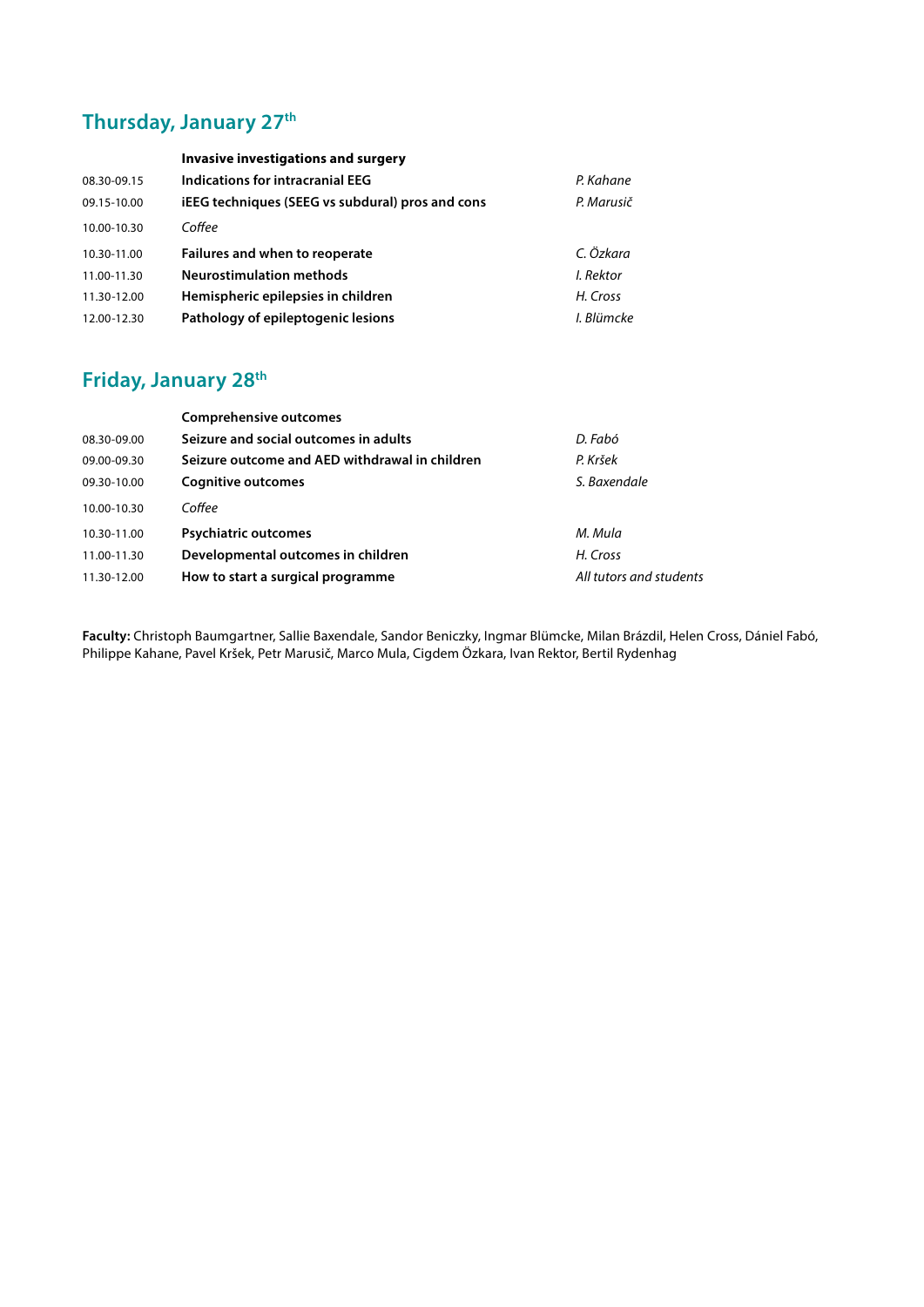## Thursday, January 27th

| | | |
|---|---|---|
| | **Invasive investigations and surgery** | |
| 08.30-09.15 | **Indications for intracranial EEG** | *P. Kahane* |
| 09.15-10.00 | **iEEG techniques (SEEG vs subdural) pros and cons** | *P. Marusič* |
| 10.00-10.30 | *Coffee* | |
| 10.30-11.00 | **Failures and when to reoperate** | *C. Özkara* |
| 11.00-11.30 | **Neurostimulation methods** | *I. Rektor* |
| 11.30-12.00 | **Hemispheric epilepsies in children** | *H. Cross* |
| 12.00-12.30 | **Pathology of epileptogenic lesions** | *I. Blümcke* |

## Friday, January 28th

| | | |
|---|---|---|
| | **Comprehensive outcomes** | |
| 08.30-09.00 | **Seizure and social outcomes in adults** | *D. Fabó* |
| 09.00-09.30 | **Seizure outcome and AED withdrawal in children** | *P. Kršek* |
| 09.30-10.00 | **Cognitive outcomes** | *S. Baxendale* |
| 10.00-10.30 | *Coffee* | |
| 10.30-11.00 | **Psychiatric outcomes** | *M. Mula* |
| 11.00-11.30 | **Developmental outcomes in children** | *H. Cross* |
| 11.30-12.00 | **How to start a surgical programme** | *All tutors and students* |

**Faculty:** Christoph Baumgartner, Sallie Baxendale, Sandor Beniczky, Ingmar Blümcke, Milan Brázdil, Helen Cross, Dániel Fabó, Philippe Kahane, Pavel Kršek, Petr Marusič, Marco Mula, Cigdem Özkara, Ivan Rektor, Bertil Rydenhag